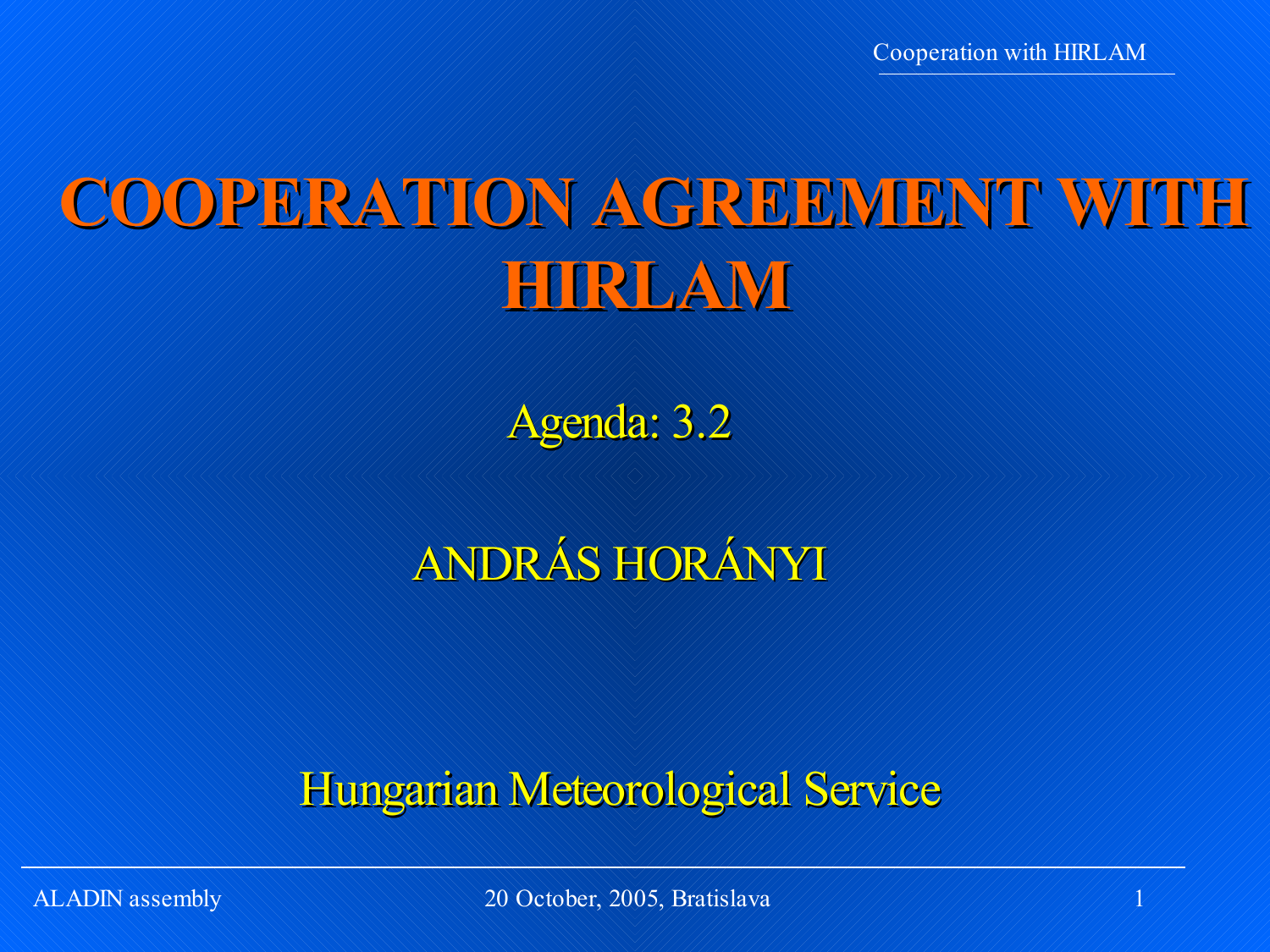# COOPERATION AGREEMENT WITH HIRLAM

Agenda: 3.2

ANDRÁS HORÁNYI

Hungarian Meteorological Service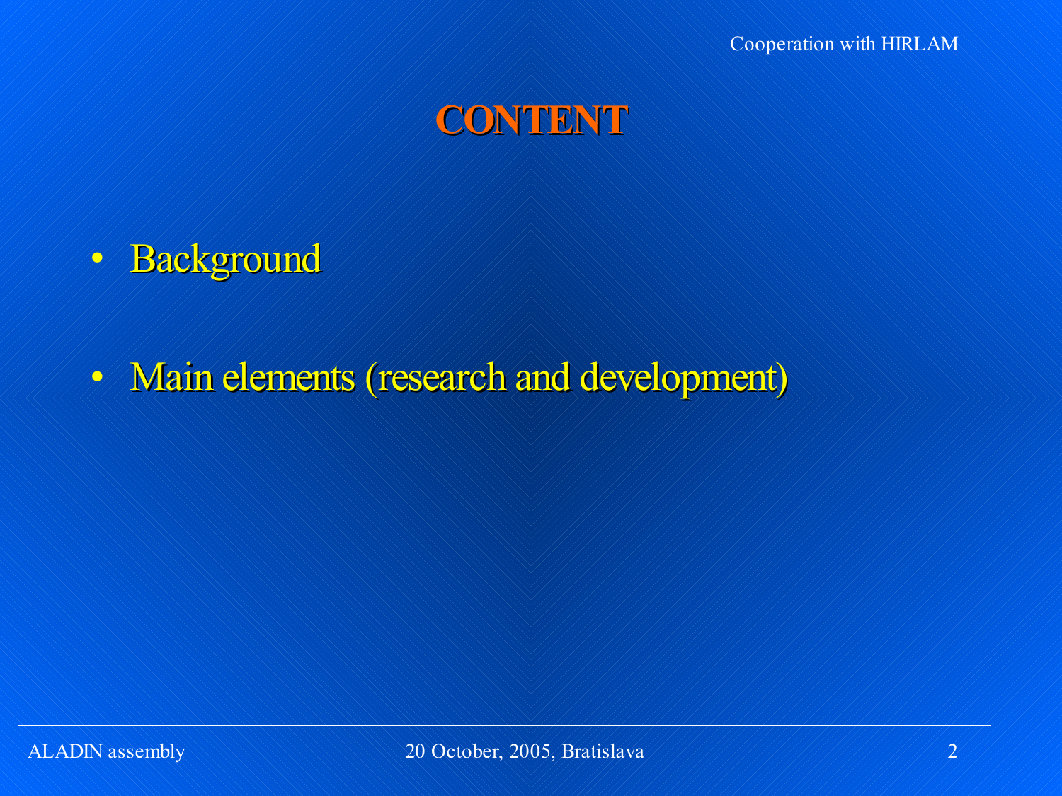# CONTENT

- Background
- Main elements (research and development)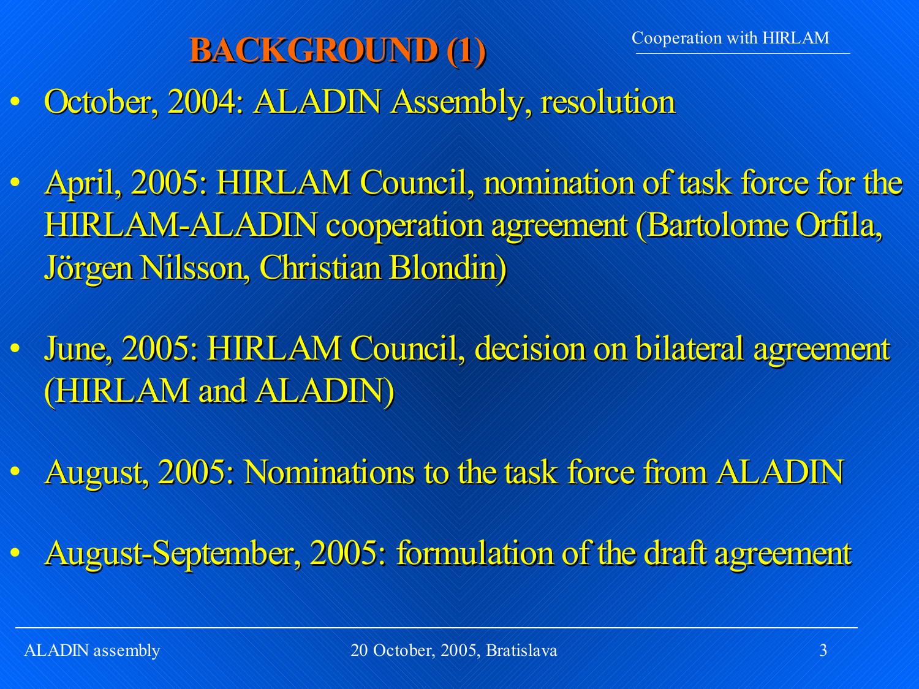# BACKGROUND (1)

- October, 2004: ALADIN Assembly, resolution
- April, 2005: HIRLAM Council, nomination of task force for the HIRLAM-ALADIN cooperation agreement (Bartolome Orfila, Jörgen Nilsson, Christian Blondin)
- June, 2005: HIRLAM Council, decision on bilateral agreement (HIRLAM and ALADIN)
- August, 2005: Nominations to the task force from ALADIN
- August-September, 2005: formulation of the draft agreement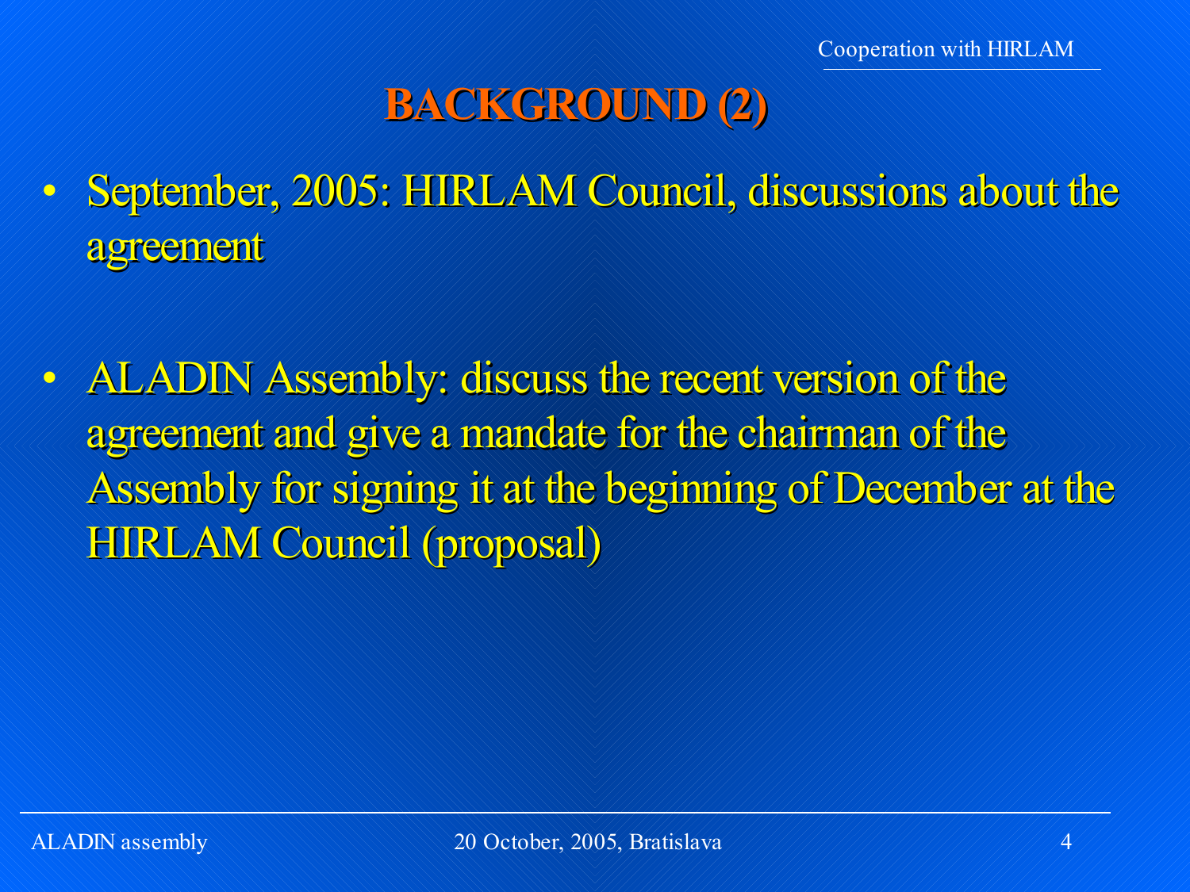# BACKGROUND (2)

- September, 2005: HIRLAM Council, discussions about the agreement

- ALADIN Assembly: discuss the recent version of the agreement and give a mandate for the chairman of the Assembly for signing it at the beginning of December at the HIRLAM Council (proposal)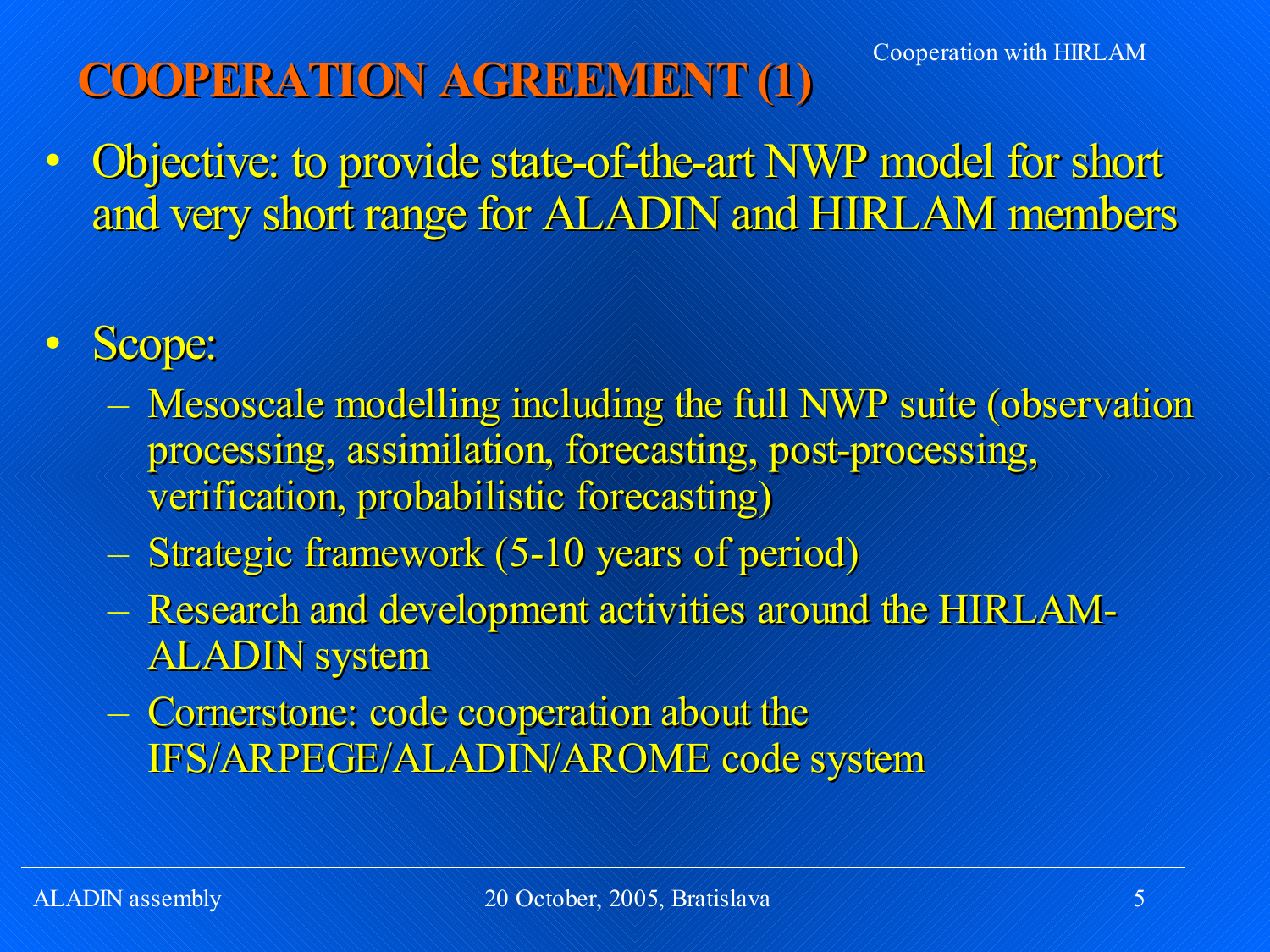# COOPERATION AGREEMENT (1)

- Objective: to provide state-of-the-art NWP model for short and very short range for ALADIN and HIRLAM members

- Scope:
  - Mesoscale modelling including the full NWP suite (observation processing, assimilation, forecasting, post-processing, verification, probabilistic forecasting)
  - Strategic framework (5-10 years of period)
  - Research and development activities around the HIRLAM-ALADIN system
  - Cornerstone: code cooperation about the IFS/ARPEGE/ALADIN/AROME code system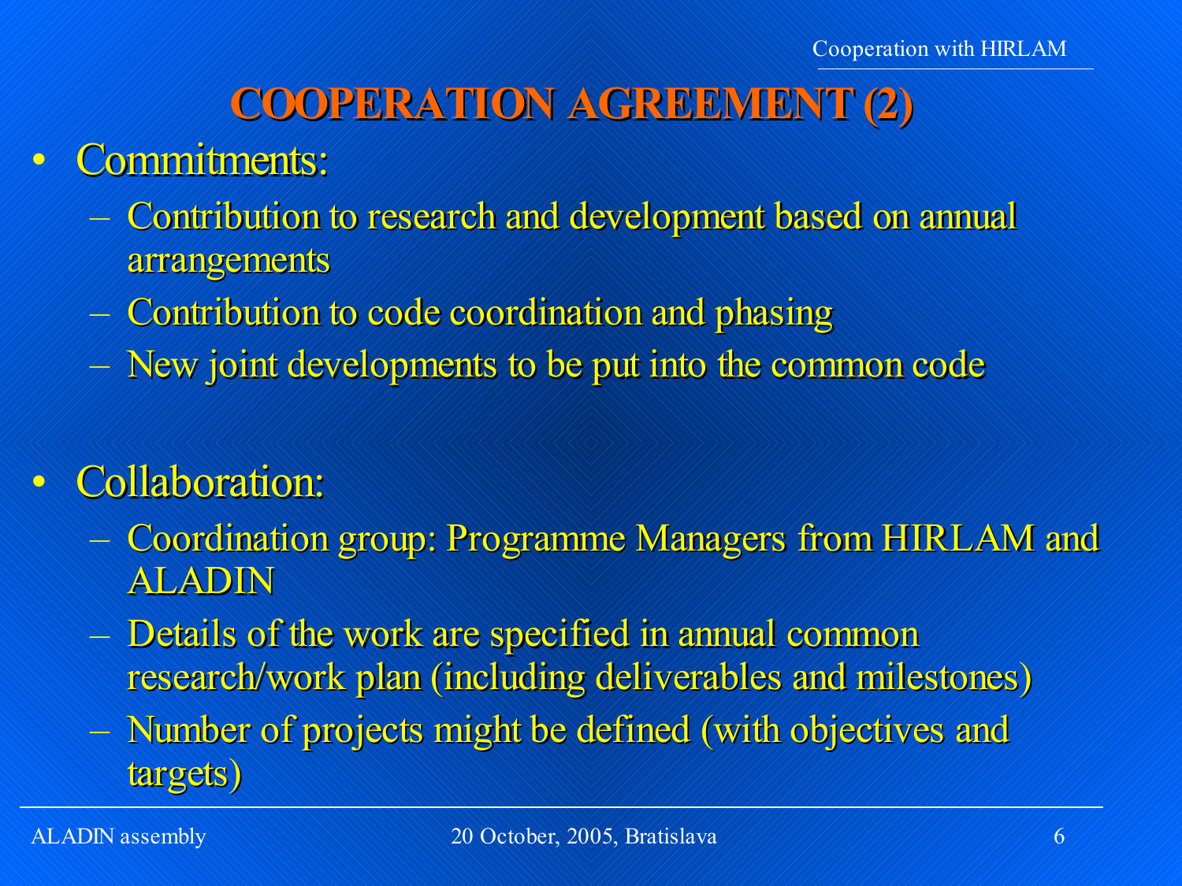# COOPERATION AGREEMENT (2)

- Commitments:
  - Contribution to research and development based on annual arrangements
  - Contribution to code coordination and phasing
  - New joint developments to be put into the common code

- Collaboration:
  - Coordination group: Programme Managers from HIRLAM and ALADIN
  - Details of the work are specified in annual common research/work plan (including deliverables and milestones)
  - Number of projects might be defined (with objectives and targets)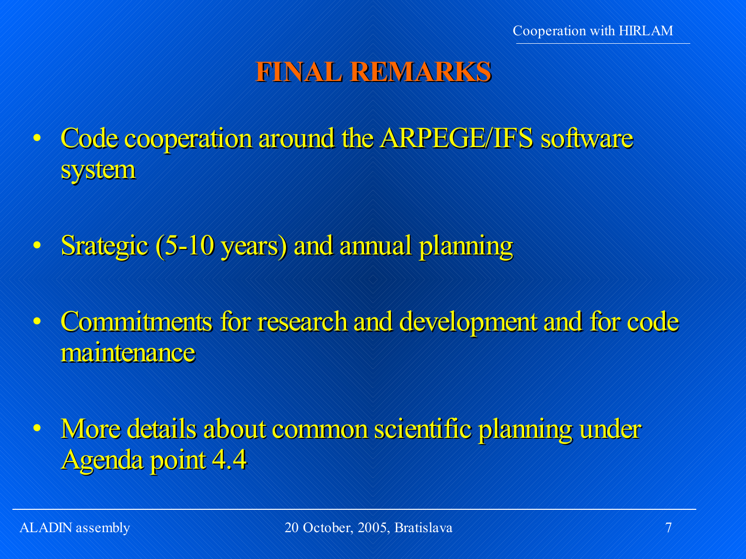# FINAL REMARKS

- Code cooperation around the ARPEGE/IFS software system
- Srategic (5-10 years) and annual planning
- Commitments for research and development and for code maintenance
- More details about common scientific planning under Agenda point 4.4